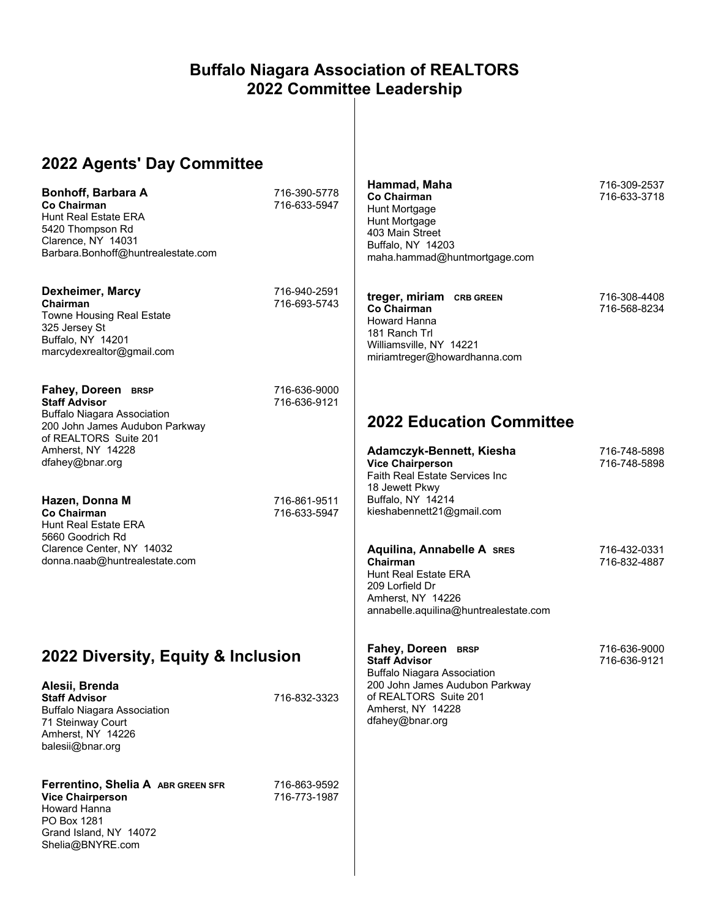# Buffalo Niagara Association of REALTORS
# 2022 Committee Leadership

## 2022 Agents' Day Committee

**Bonhoff, Barbara A**
**Co Chairman**
Hunt Real Estate ERA
5420 Thompson Rd
Clarence, NY 14031
Barbara.Bonhoff@huntrealestate.com
716-390-5778
716-633-5947

**Dexheimer, Marcy**
**Chairman**
Towne Housing Real Estate
325 Jersey St
Buffalo, NY 14201
marcydexrealtor@gmail.com
716-940-2591
716-693-5743

**Fahey, Doreen** **BRSP**
**Staff Advisor**
Buffalo Niagara Association
200 John James Audubon Parkway
of REALTORS Suite 201
Amherst, NY 14228
dfahey@bnar.org
716-636-9000
716-636-9121

**Hazen, Donna M**
**Co Chairman**
Hunt Real Estate ERA
5660 Goodrich Rd
Clarence Center, NY 14032
donna.naab@huntrealestate.com
716-861-9511
716-633-5947

**Hammad, Maha**
**Co Chairman**
Hunt Mortgage
Hunt Mortgage
403 Main Street
Buffalo, NY 14203
maha.hammad@huntmortgage.com
716-309-2537
716-633-3718

**treger, miriam** **CRB GREEN**
**Co Chairman**
Howard Hanna
181 Ranch Trl
Williamsville, NY 14221
miriamtreger@howardhanna.com
716-308-4408
716-568-8234

## 2022 Diversity, Equity & Inclusion

**Alesii, Brenda**
**Staff Advisor**
Buffalo Niagara Association
71 Steinway Court
Amherst, NY 14226
balesii@bnar.org
716-832-3323

**Ferrentino, Shelia A** **ABR GREEN SFR**
**Vice Chairperson**
Howard Hanna
PO Box 1281
Grand Island, NY 14072
Shelia@BNYRE.com
716-863-9592
716-773-1987

## 2022 Education Committee

**Adamczyk-Bennett, Kiesha**
**Vice Chairperson**
Faith Real Estate Services Inc
18 Jewett Pkwy
Buffalo, NY 14214
kieshabennett21@gmail.com
716-748-5898
716-748-5898

**Aquilina, Annabelle A** **SRES**
**Chairman**
Hunt Real Estate ERA
209 Lorfield Dr
Amherst, NY 14226
annabelle.aquilina@huntrealestate.com
716-432-0331
716-832-4887

**Fahey, Doreen** **BRSP**
**Staff Advisor**
Buffalo Niagara Association
200 John James Audubon Parkway
of REALTORS Suite 201
Amherst, NY 14228
dfahey@bnar.org
716-636-9000
716-636-9121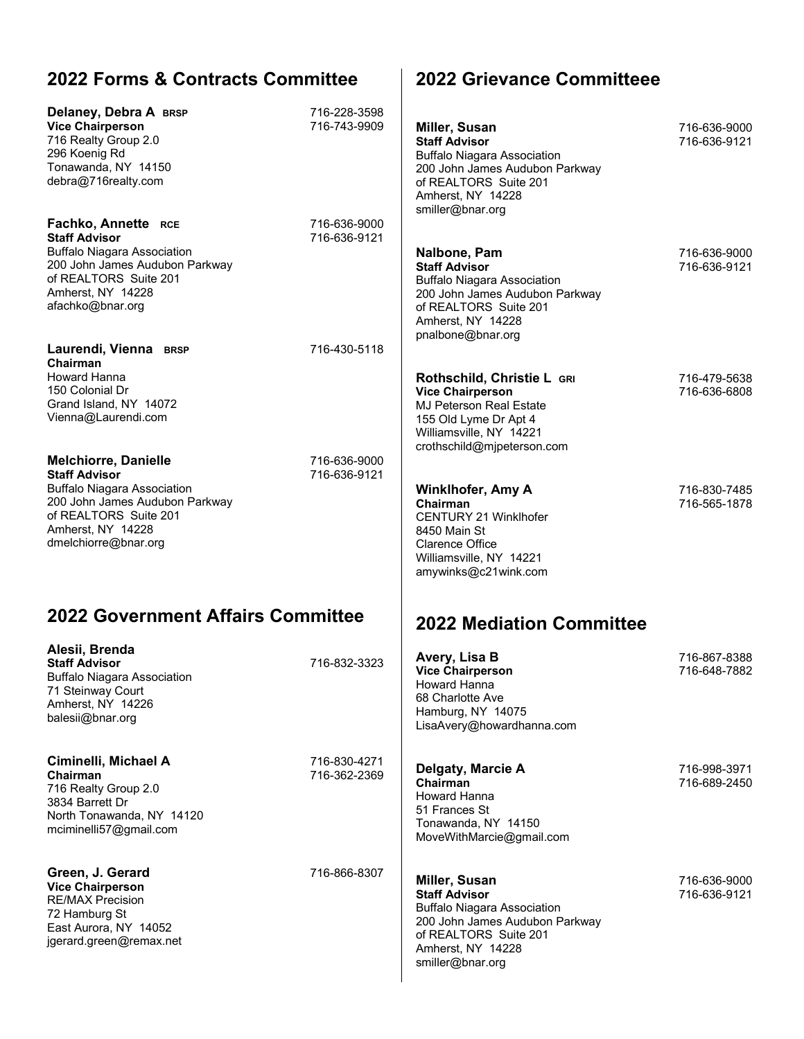## 2022 Forms & Contracts Committee

**Delaney, Debra A** BRSP
**Vice Chairperson**
716 Realty Group 2.0
296 Koenig Rd
Tonawanda, NY 14150
debra@716realty.com
716-228-3598
716-743-9909

**Fachko, Annette** RCE
**Staff Advisor**
Buffalo Niagara Association
200 John James Audubon Parkway
of REALTORS Suite 201
Amherst, NY 14228
afachko@bnar.org
716-636-9000
716-636-9121

**Laurendi, Vienna** BRSP
**Chairman**
Howard Hanna
150 Colonial Dr
Grand Island, NY 14072
Vienna@Laurendi.com
716-430-5118

**Melchiorre, Danielle**
**Staff Advisor**
Buffalo Niagara Association
200 John James Audubon Parkway
of REALTORS Suite 201
Amherst, NY 14228
dmelchiorre@bnar.org
716-636-9000
716-636-9121

## 2022 Government Affairs Committee

**Alesii, Brenda**
**Staff Advisor**
Buffalo Niagara Association
71 Steinway Court
Amherst, NY 14226
balesii@bnar.org
716-832-3323

**Ciminelli, Michael A**
**Chairman**
716 Realty Group 2.0
3834 Barrett Dr
North Tonawanda, NY 14120
mciminelli57@gmail.com
716-830-4271
716-362-2369

**Green, J. Gerard**
**Vice Chairperson**
RE/MAX Precision
72 Hamburg St
East Aurora, NY 14052
jgerard.green@remax.net
716-866-8307

## 2022 Grievance Committeee

**Miller, Susan**
**Staff Advisor**
Buffalo Niagara Association
200 John James Audubon Parkway
of REALTORS Suite 201
Amherst, NY 14228
smiller@bnar.org
716-636-9000
716-636-9121

**Nalbone, Pam**
**Staff Advisor**
Buffalo Niagara Association
200 John James Audubon Parkway
of REALTORS Suite 201
Amherst, NY 14228
pnalbone@bnar.org
716-636-9000
716-636-9121

**Rothschild, Christie L** GRI
**Vice Chairperson**
MJ Peterson Real Estate
155 Old Lyme Dr Apt 4
Williamsville, NY 14221
crothschild@mjpeterson.com
716-479-5638
716-636-6808

**Winklhofer, Amy A**
**Chairman**
CENTURY 21 Winklhofer
8450 Main St
Clarence Office
Williamsville, NY 14221
amywinks@c21wink.com
716-830-7485
716-565-1878

## 2022 Mediation Committee

**Avery, Lisa B**
**Vice Chairperson**
Howard Hanna
68 Charlotte Ave
Hamburg, NY 14075
LisaAvery@howardhanna.com
716-867-8388
716-648-7882

**Delgaty, Marcie A**
**Chairman**
Howard Hanna
51 Frances St
Tonawanda, NY 14150
MoveWithMarcie@gmail.com
716-998-3971
716-689-2450

**Miller, Susan**
**Staff Advisor**
Buffalo Niagara Association
200 John James Audubon Parkway
of REALTORS Suite 201
Amherst, NY 14228
smiller@bnar.org
716-636-9000
716-636-9121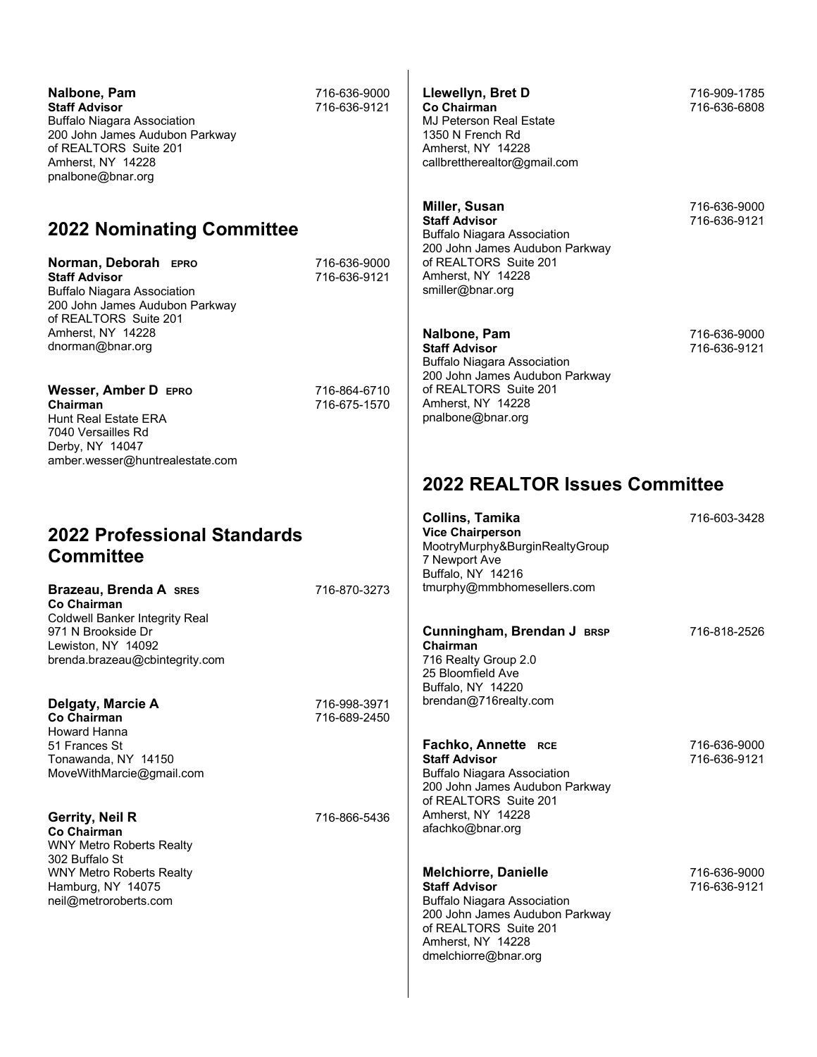**Nalbone, Pam** 716-636-9000
**Staff Advisor** 716-636-9121
Buffalo Niagara Association
200 John James Audubon Parkway
of REALTORS Suite 201
Amherst, NY 14228
pnalbone@bnar.org

## 2022 Nominating Committee

**Norman, Deborah EPRO** 716-636-9000
**Staff Advisor** 716-636-9121
Buffalo Niagara Association
200 John James Audubon Parkway
of REALTORS Suite 201
Amherst, NY 14228
dnorman@bnar.org

**Wesser, Amber D EPRO** 716-864-6710
**Chairman** 716-675-1570
Hunt Real Estate ERA
7040 Versailles Rd
Derby, NY 14047
amber.wesser@huntrealestate.com

## 2022 Professional Standards Committee

**Brazeau, Brenda A SRES** 716-870-3273
**Co Chairman**
Coldwell Banker Integrity Real
971 N Brookside Dr
Lewiston, NY 14092
brenda.brazeau@cbintegrity.com

**Delgaty, Marcie A** 716-998-3971
**Co Chairman** 716-689-2450
Howard Hanna
51 Frances St
Tonawanda, NY 14150
MoveWithMarcie@gmail.com

**Gerrity, Neil R** 716-866-5436
**Co Chairman**
WNY Metro Roberts Realty
302 Buffalo St
WNY Metro Roberts Realty
Hamburg, NY 14075
neil@metroroberts.com

**Llewellyn, Bret D** 716-909-1785
**Co Chairman** 716-636-6808
MJ Peterson Real Estate
1350 N French Rd
Amherst, NY 14228
callbretttherealtor@gmail.com

**Miller, Susan** 716-636-9000
**Staff Advisor** 716-636-9121
Buffalo Niagara Association
200 John James Audubon Parkway
of REALTORS Suite 201
Amherst, NY 14228
smiller@bnar.org

**Nalbone, Pam** 716-636-9000
**Staff Advisor** 716-636-9121
Buffalo Niagara Association
200 John James Audubon Parkway
of REALTORS Suite 201
Amherst, NY 14228
pnalbone@bnar.org

## 2022 REALTOR Issues Committee

**Collins, Tamika** 716-603-3428
**Vice Chairperson**
MootryMurphy&BurginRealtyGroup
7 Newport Ave
Buffalo, NY 14216
tmurphy@mmbhomesellers.com

**Cunningham, Brendan J BRSP** 716-818-2526
**Chairman**
716 Realty Group 2.0
25 Bloomfield Ave
Buffalo, NY 14220
brendan@716realty.com

**Fachko, Annette RCE** 716-636-9000
**Staff Advisor** 716-636-9121
Buffalo Niagara Association
200 John James Audubon Parkway
of REALTORS Suite 201
Amherst, NY 14228
afachko@bnar.org

**Melchiorre, Danielle** 716-636-9000
**Staff Advisor** 716-636-9121
Buffalo Niagara Association
200 John James Audubon Parkway
of REALTORS Suite 201
Amherst, NY 14228
dmelchiorre@bnar.org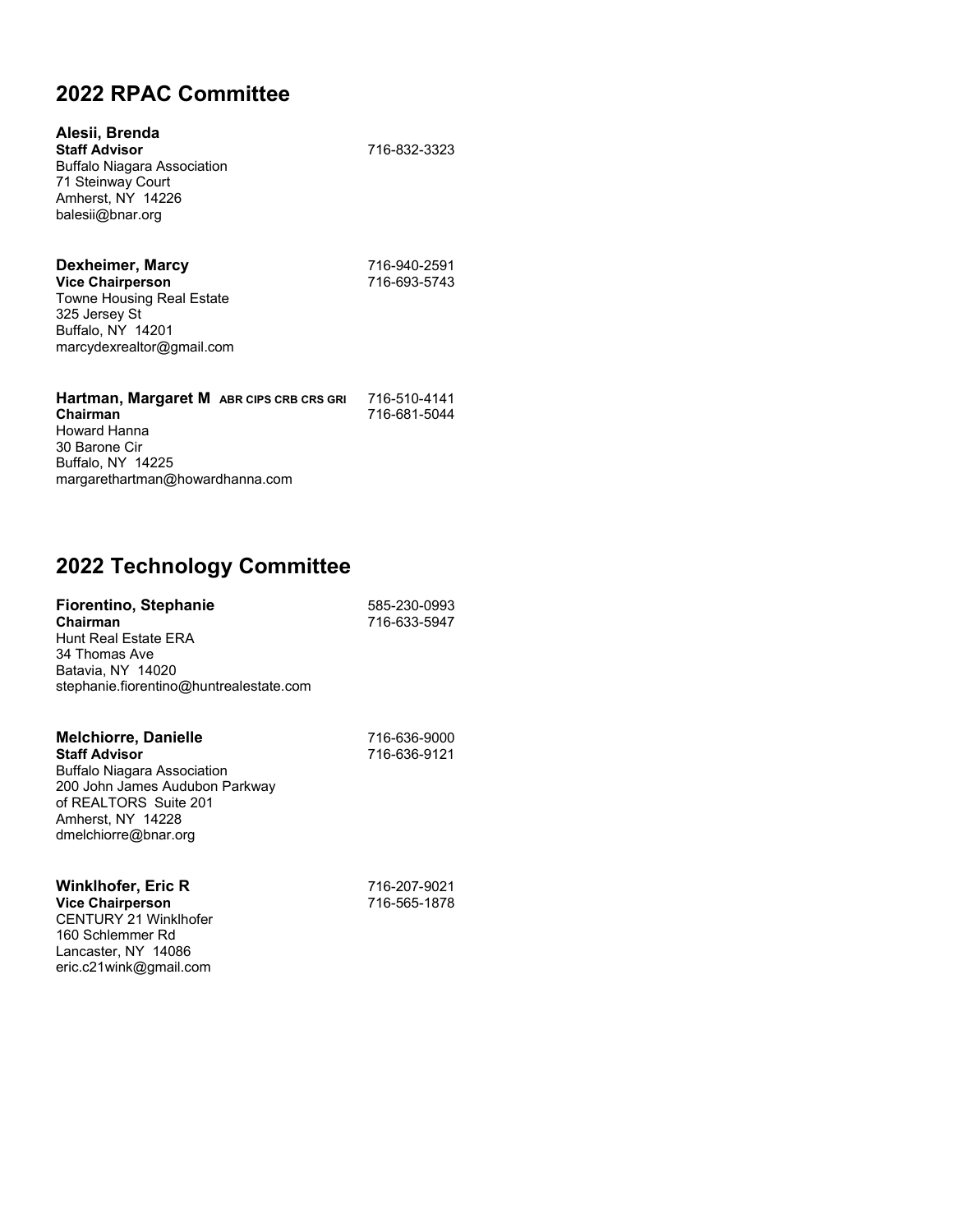## 2022 RPAC Committee

**Alesii, Brenda**
**Staff Advisor** 716-832-3323
Buffalo Niagara Association
71 Steinway Court
Amherst, NY 14226
balesii@bnar.org

**Dexheimer, Marcy** 716-940-2591
**Vice Chairperson** 716-693-5743
Towne Housing Real Estate
325 Jersey St
Buffalo, NY 14201
marcydexrealtor@gmail.com

**Hartman, Margaret M** **ABR CIPS CRB CRS GRI** 716-510-4141
**Chairman** 716-681-5044
Howard Hanna
30 Barone Cir
Buffalo, NY 14225
margarethartman@howardhanna.com

## 2022 Technology Committee

**Fiorentino, Stephanie** 585-230-0993
**Chairman** 716-633-5947
Hunt Real Estate ERA
34 Thomas Ave
Batavia, NY 14020
stephanie.fiorentino@huntrealestate.com

**Melchiorre, Danielle** 716-636-9000
**Staff Advisor** 716-636-9121
Buffalo Niagara Association
200 John James Audubon Parkway
of REALTORS Suite 201
Amherst, NY 14228
dmelchiorre@bnar.org

**Winklhofer, Eric R** 716-207-9021
**Vice Chairperson** 716-565-1878
CENTURY 21 Winklhofer
160 Schlemmer Rd
Lancaster, NY 14086
eric.c21wink@gmail.com